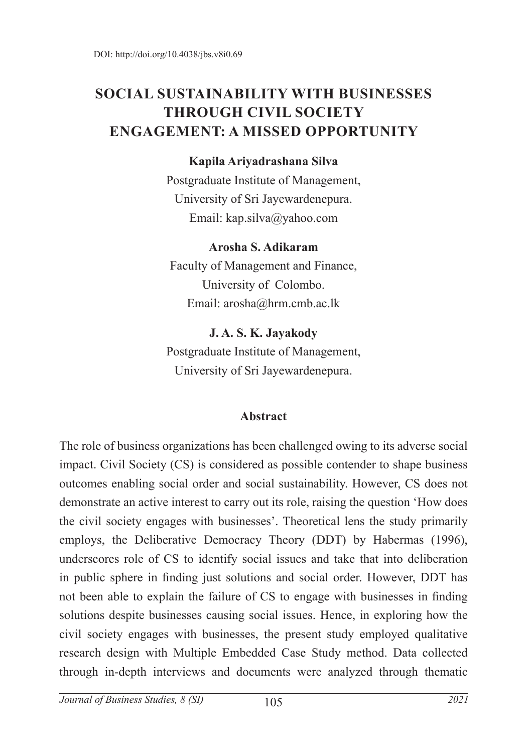DOI: http://doi.org/10.4038/jbs.v8i0.69

# SOCIAL SUSTAINABILITY WITH BUSINESSES THROUGH CIVIL SOCIETY ENGAGEMENT: A MISSED OPPORTUNITY

**Kapila Ariyadrashana Silva**
Postgraduate Institute of Management,
University of Sri Jayewardenepura.
Email: kap.silva@yahoo.com

**Arosha S. Adikaram**
Faculty of Management and Finance,
University of Colombo.
Email: arosha@hrm.cmb.ac.lk

**J. A. S. K. Jayakody**
Postgraduate Institute of Management,
University of Sri Jayewardenepura.

## Abstract

The role of business organizations has been challenged owing to its adverse social impact. Civil Society (CS) is considered as possible contender to shape business outcomes enabling social order and social sustainability. However, CS does not demonstrate an active interest to carry out its role, raising the question 'How does the civil society engages with businesses'. Theoretical lens the study primarily employs, the Deliberative Democracy Theory (DDT) by Habermas (1996), underscores role of CS to identify social issues and take that into deliberation in public sphere in finding just solutions and social order. However, DDT has not been able to explain the failure of CS to engage with businesses in finding solutions despite businesses causing social issues. Hence, in exploring how the civil society engages with businesses, the present study employed qualitative research design with Multiple Embedded Case Study method. Data collected through in-depth interviews and documents were analyzed through thematic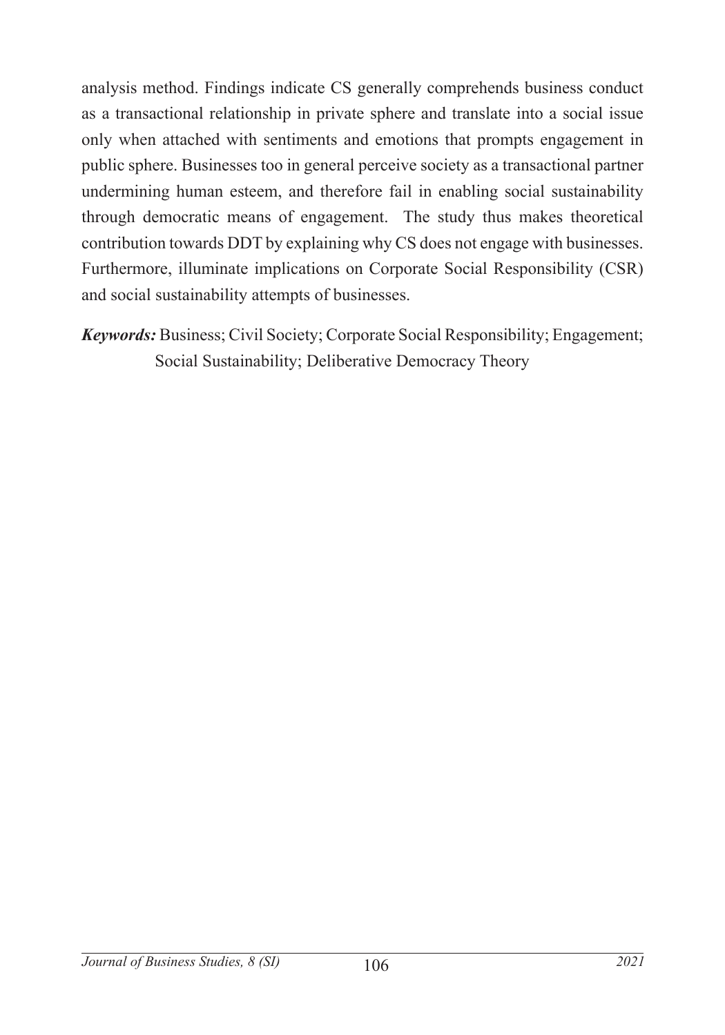analysis method. Findings indicate CS generally comprehends business conduct as a transactional relationship in private sphere and translate into a social issue only when attached with sentiments and emotions that prompts engagement in public sphere. Businesses too in general perceive society as a transactional partner undermining human esteem, and therefore fail in enabling social sustainability through democratic means of engagement. The study thus makes theoretical contribution towards DDT by explaining why CS does not engage with businesses. Furthermore, illuminate implications on Corporate Social Responsibility (CSR) and social sustainability attempts of businesses.

***Keywords:*** Business; Civil Society; Corporate Social Responsibility; Engagement; Social Sustainability; Deliberative Democracy Theory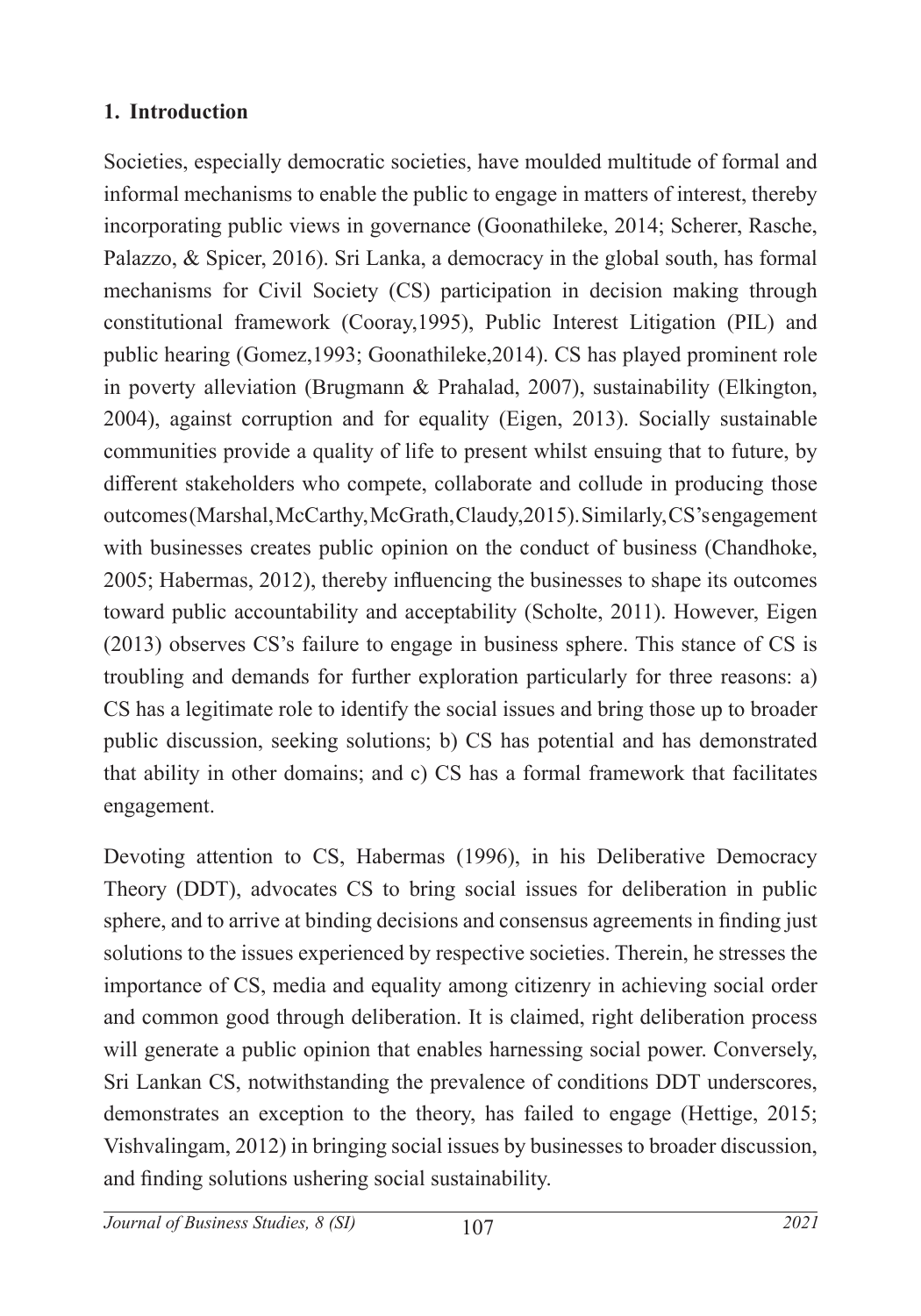## 1. Introduction

Societies, especially democratic societies, have moulded multitude of formal and informal mechanisms to enable the public to engage in matters of interest, thereby incorporating public views in governance (Goonathileke, 2014; Scherer, Rasche, Palazzo, & Spicer, 2016). Sri Lanka, a democracy in the global south, has formal mechanisms for Civil Society (CS) participation in decision making through constitutional framework (Cooray,1995), Public Interest Litigation (PIL) and public hearing (Gomez,1993; Goonathileke,2014). CS has played prominent role in poverty alleviation (Brugmann & Prahalad, 2007), sustainability (Elkington, 2004), against corruption and for equality (Eigen, 2013). Socially sustainable communities provide a quality of life to present whilst ensuing that to future, by different stakeholders who compete, collaborate and collude in producing those outcomes (Marshal, McCarthy, McGrath, Claudy, 2015). Similarly, CS's engagement with businesses creates public opinion on the conduct of business (Chandhoke, 2005; Habermas, 2012), thereby influencing the businesses to shape its outcomes toward public accountability and acceptability (Scholte, 2011). However, Eigen (2013) observes CS's failure to engage in business sphere. This stance of CS is troubling and demands for further exploration particularly for three reasons: a) CS has a legitimate role to identify the social issues and bring those up to broader public discussion, seeking solutions; b) CS has potential and has demonstrated that ability in other domains; and c) CS has a formal framework that facilitates engagement.

Devoting attention to CS, Habermas (1996), in his Deliberative Democracy Theory (DDT), advocates CS to bring social issues for deliberation in public sphere, and to arrive at binding decisions and consensus agreements in finding just solutions to the issues experienced by respective societies. Therein, he stresses the importance of CS, media and equality among citizenry in achieving social order and common good through deliberation. It is claimed, right deliberation process will generate a public opinion that enables harnessing social power. Conversely, Sri Lankan CS, notwithstanding the prevalence of conditions DDT underscores, demonstrates an exception to the theory, has failed to engage (Hettige, 2015; Vishvalingam, 2012) in bringing social issues by businesses to broader discussion, and finding solutions ushering social sustainability.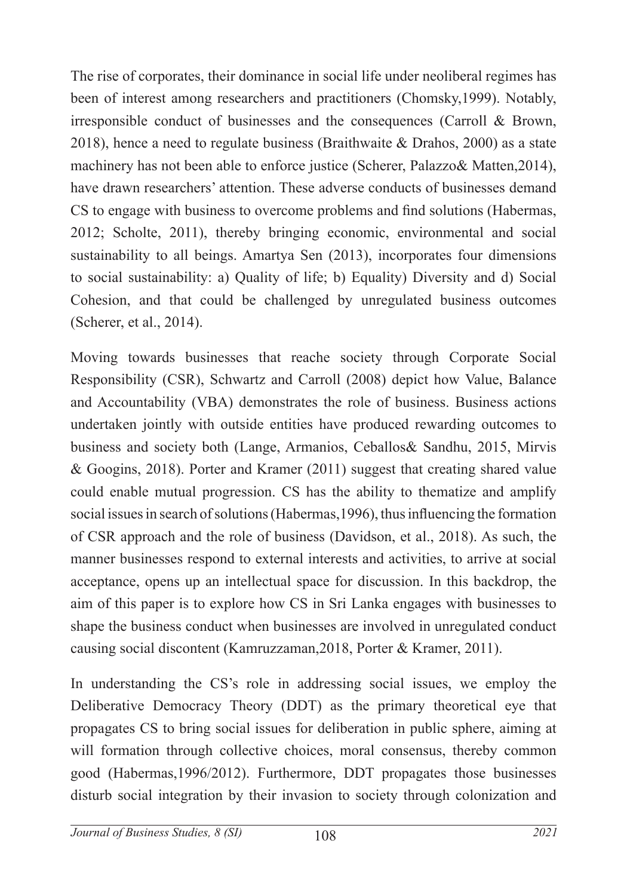The rise of corporates, their dominance in social life under neoliberal regimes has been of interest among researchers and practitioners (Chomsky,1999). Notably, irresponsible conduct of businesses and the consequences (Carroll & Brown, 2018), hence a need to regulate business (Braithwaite & Drahos, 2000) as a state machinery has not been able to enforce justice (Scherer, Palazzo& Matten,2014), have drawn researchers' attention. These adverse conducts of businesses demand CS to engage with business to overcome problems and find solutions (Habermas, 2012; Scholte, 2011), thereby bringing economic, environmental and social sustainability to all beings. Amartya Sen (2013), incorporates four dimensions to social sustainability: a) Quality of life; b) Equality) Diversity and d) Social Cohesion, and that could be challenged by unregulated business outcomes (Scherer, et al., 2014).

Moving towards businesses that reache society through Corporate Social Responsibility (CSR), Schwartz and Carroll (2008) depict how Value, Balance and Accountability (VBA) demonstrates the role of business. Business actions undertaken jointly with outside entities have produced rewarding outcomes to business and society both (Lange, Armanios, Ceballos& Sandhu, 2015, Mirvis & Googins, 2018). Porter and Kramer (2011) suggest that creating shared value could enable mutual progression. CS has the ability to thematize and amplify social issues in search of solutions (Habermas,1996), thus influencing the formation of CSR approach and the role of business (Davidson, et al., 2018). As such, the manner businesses respond to external interests and activities, to arrive at social acceptance, opens up an intellectual space for discussion. In this backdrop, the aim of this paper is to explore how CS in Sri Lanka engages with businesses to shape the business conduct when businesses are involved in unregulated conduct causing social discontent (Kamruzzaman,2018, Porter & Kramer, 2011).

In understanding the CS's role in addressing social issues, we employ the Deliberative Democracy Theory (DDT) as the primary theoretical eye that propagates CS to bring social issues for deliberation in public sphere, aiming at will formation through collective choices, moral consensus, thereby common good (Habermas,1996/2012). Furthermore, DDT propagates those businesses disturb social integration by their invasion to society through colonization and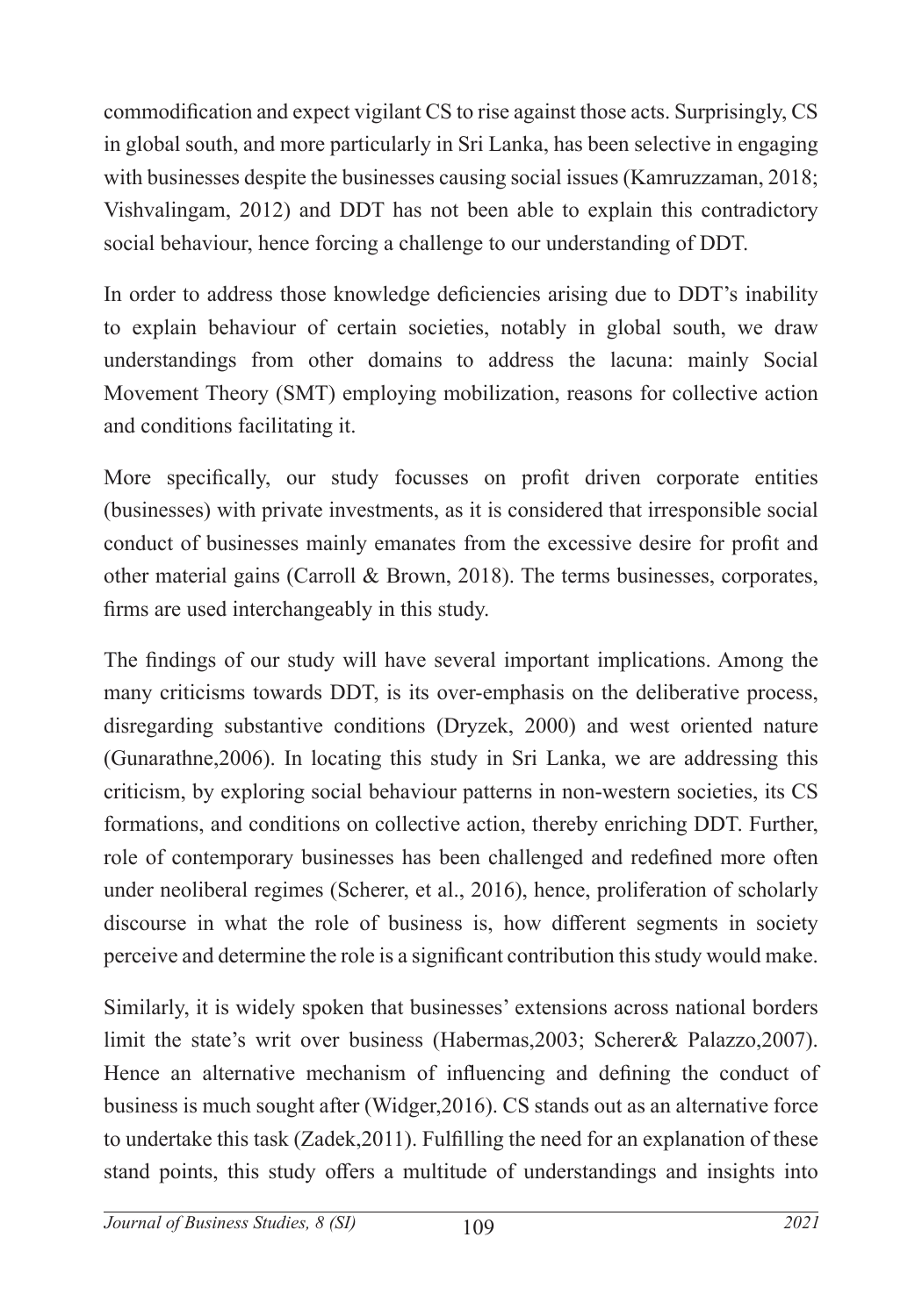commodification and expect vigilant CS to rise against those acts. Surprisingly, CS in global south, and more particularly in Sri Lanka, has been selective in engaging with businesses despite the businesses causing social issues (Kamruzzaman, 2018; Vishvalingam, 2012) and DDT has not been able to explain this contradictory social behaviour, hence forcing a challenge to our understanding of DDT.

In order to address those knowledge deficiencies arising due to DDT's inability to explain behaviour of certain societies, notably in global south, we draw understandings from other domains to address the lacuna: mainly Social Movement Theory (SMT) employing mobilization, reasons for collective action and conditions facilitating it.

More specifically, our study focusses on profit driven corporate entities (businesses) with private investments, as it is considered that irresponsible social conduct of businesses mainly emanates from the excessive desire for profit and other material gains (Carroll & Brown, 2018). The terms businesses, corporates, firms are used interchangeably in this study.

The findings of our study will have several important implications. Among the many criticisms towards DDT, is its over-emphasis on the deliberative process, disregarding substantive conditions (Dryzek, 2000) and west oriented nature (Gunarathne,2006). In locating this study in Sri Lanka, we are addressing this criticism, by exploring social behaviour patterns in non-western societies, its CS formations, and conditions on collective action, thereby enriching DDT. Further, role of contemporary businesses has been challenged and redefined more often under neoliberal regimes (Scherer, et al., 2016), hence, proliferation of scholarly discourse in what the role of business is, how different segments in society perceive and determine the role is a significant contribution this study would make.

Similarly, it is widely spoken that businesses' extensions across national borders limit the state's writ over business (Habermas,2003; Scherer& Palazzo,2007). Hence an alternative mechanism of influencing and defining the conduct of business is much sought after (Widger,2016). CS stands out as an alternative force to undertake this task (Zadek,2011). Fulfilling the need for an explanation of these stand points, this study offers a multitude of understandings and insights into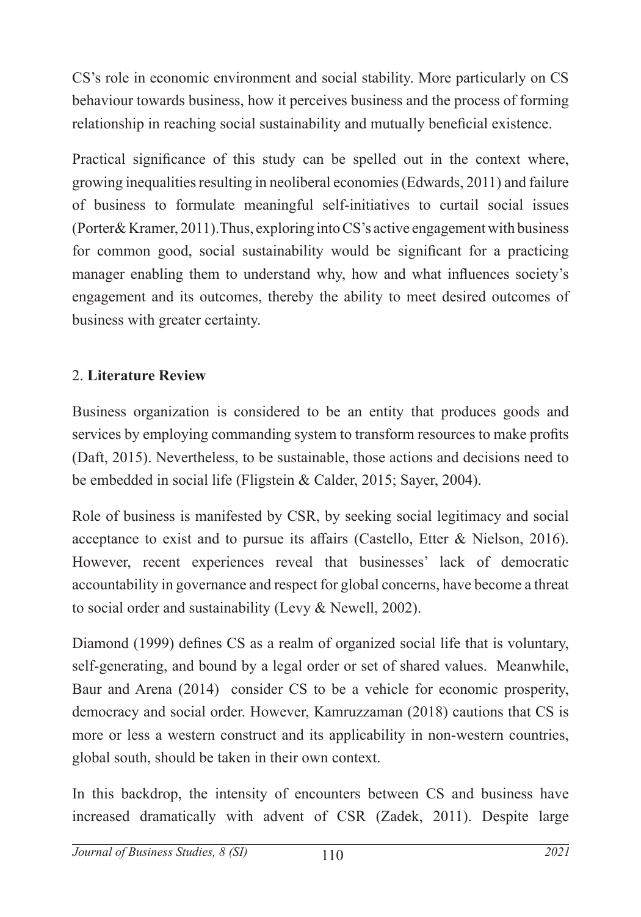CS's role in economic environment and social stability. More particularly on CS behaviour towards business, how it perceives business and the process of forming relationship in reaching social sustainability and mutually beneficial existence.

Practical significance of this study can be spelled out in the context where, growing inequalities resulting in neoliberal economies (Edwards, 2011) and failure of business to formulate meaningful self-initiatives to curtail social issues (Porter& Kramer, 2011).Thus, exploring into CS's active engagement with business for common good, social sustainability would be significant for a practicing manager enabling them to understand why, how and what influences society's engagement and its outcomes, thereby the ability to meet desired outcomes of business with greater certainty.

## 2. **Literature Review**

Business organization is considered to be an entity that produces goods and services by employing commanding system to transform resources to make profits (Daft, 2015). Nevertheless, to be sustainable, those actions and decisions need to be embedded in social life (Fligstein & Calder, 2015; Sayer, 2004).

Role of business is manifested by CSR, by seeking social legitimacy and social acceptance to exist and to pursue its affairs (Castello, Etter & Nielson, 2016). However, recent experiences reveal that businesses' lack of democratic accountability in governance and respect for global concerns, have become a threat to social order and sustainability (Levy & Newell, 2002).

Diamond (1999) defines CS as a realm of organized social life that is voluntary, self-generating, and bound by a legal order or set of shared values. Meanwhile, Baur and Arena (2014) consider CS to be a vehicle for economic prosperity, democracy and social order. However, Kamruzzaman (2018) cautions that CS is more or less a western construct and its applicability in non-western countries, global south, should be taken in their own context.

In this backdrop, the intensity of encounters between CS and business have increased dramatically with advent of CSR (Zadek, 2011). Despite large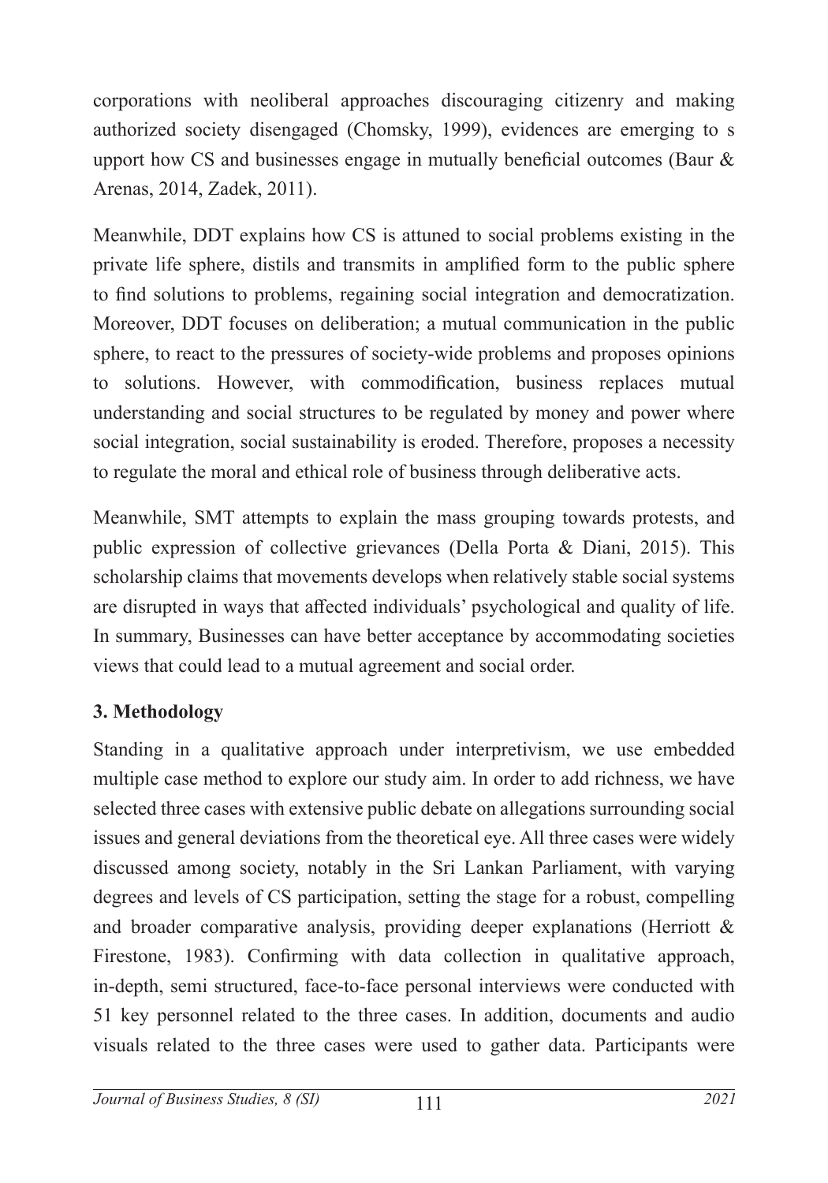corporations with neoliberal approaches discouraging citizenry and making authorized society disengaged (Chomsky, 1999), evidences are emerging to s upport how CS and businesses engage in mutually beneficial outcomes (Baur & Arenas, 2014, Zadek, 2011).

Meanwhile, DDT explains how CS is attuned to social problems existing in the private life sphere, distils and transmits in amplified form to the public sphere to find solutions to problems, regaining social integration and democratization. Moreover, DDT focuses on deliberation; a mutual communication in the public sphere, to react to the pressures of society-wide problems and proposes opinions to solutions. However, with commodification, business replaces mutual understanding and social structures to be regulated by money and power where social integration, social sustainability is eroded. Therefore, proposes a necessity to regulate the moral and ethical role of business through deliberative acts.

Meanwhile, SMT attempts to explain the mass grouping towards protests, and public expression of collective grievances (Della Porta & Diani, 2015). This scholarship claims that movements develops when relatively stable social systems are disrupted in ways that affected individuals' psychological and quality of life. In summary, Businesses can have better acceptance by accommodating societies views that could lead to a mutual agreement and social order.

## 3. Methodology

Standing in a qualitative approach under interpretivism, we use embedded multiple case method to explore our study aim. In order to add richness, we have selected three cases with extensive public debate on allegations surrounding social issues and general deviations from the theoretical eye. All three cases were widely discussed among society, notably in the Sri Lankan Parliament, with varying degrees and levels of CS participation, setting the stage for a robust, compelling and broader comparative analysis, providing deeper explanations (Herriott & Firestone, 1983). Confirming with data collection in qualitative approach, in-depth, semi structured, face-to-face personal interviews were conducted with 51 key personnel related to the three cases. In addition, documents and audio visuals related to the three cases were used to gather data. Participants were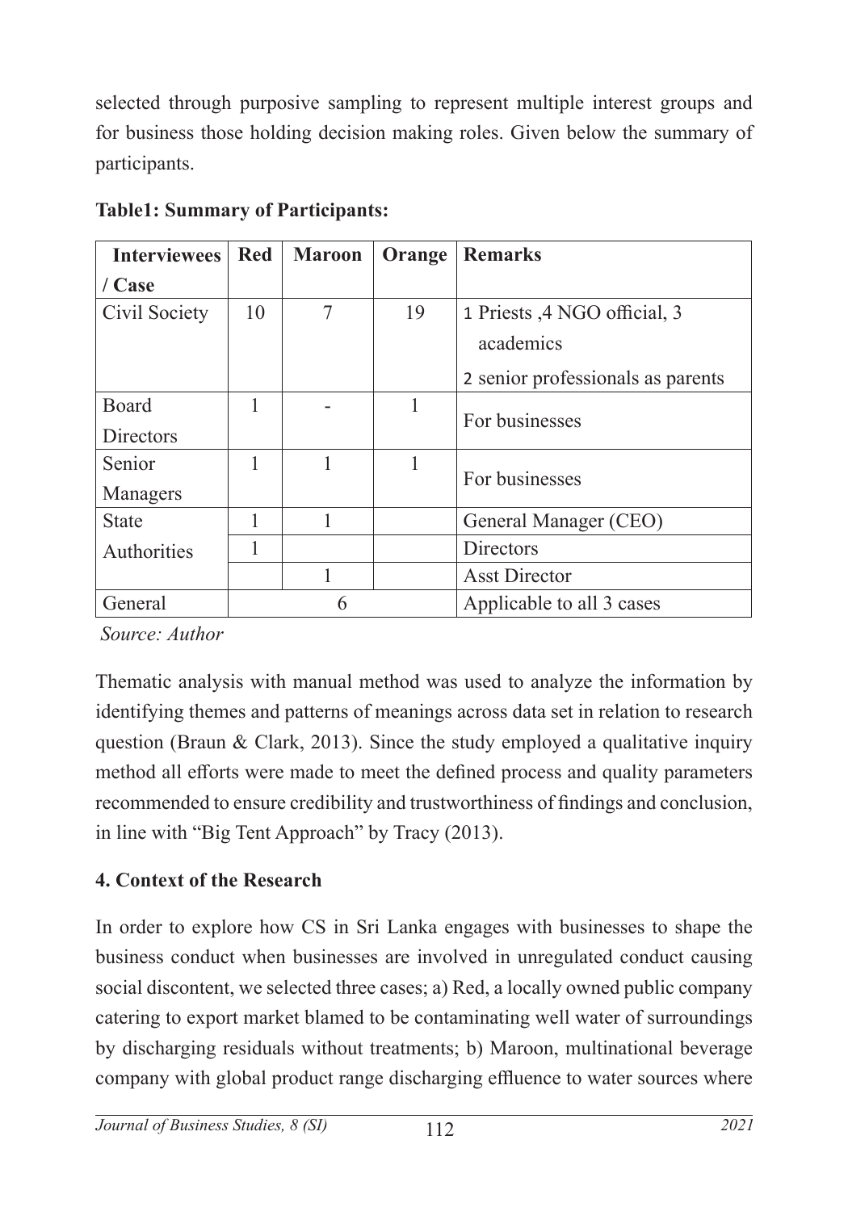selected through purposive sampling to represent multiple interest groups and for business those holding decision making roles. Given below the summary of participants.

**Table1: Summary of Participants:**

| Interviewees / Case | Red | Maroon | Orange | Remarks |
|---|---|---|---|---|
| Civil Society | 10 | 7 | 19 | 1 Priests ,4 NGO official, 3 academics<br>2 senior professionals as parents |
| Board Directors | 1 | - | 1 | For businesses |
| Senior Managers | 1 | 1 | 1 | For businesses |
| State Authorities | 1 | 1 | | General Manager (CEO) |
| | 1 | | | Directors |
| | | 1 | | Asst Director |
| General | 6 | | | Applicable to all 3 cases |

*Source: Author*

Thematic analysis with manual method was used to analyze the information by identifying themes and patterns of meanings across data set in relation to research question (Braun & Clark, 2013). Since the study employed a qualitative inquiry method all efforts were made to meet the defined process and quality parameters recommended to ensure credibility and trustworthiness of findings and conclusion, in line with "Big Tent Approach" by Tracy (2013).

## 4. Context of the Research

In order to explore how CS in Sri Lanka engages with businesses to shape the business conduct when businesses are involved in unregulated conduct causing social discontent, we selected three cases; a) Red, a locally owned public company catering to export market blamed to be contaminating well water of surroundings by discharging residuals without treatments; b) Maroon, multinational beverage company with global product range discharging effluence to water sources where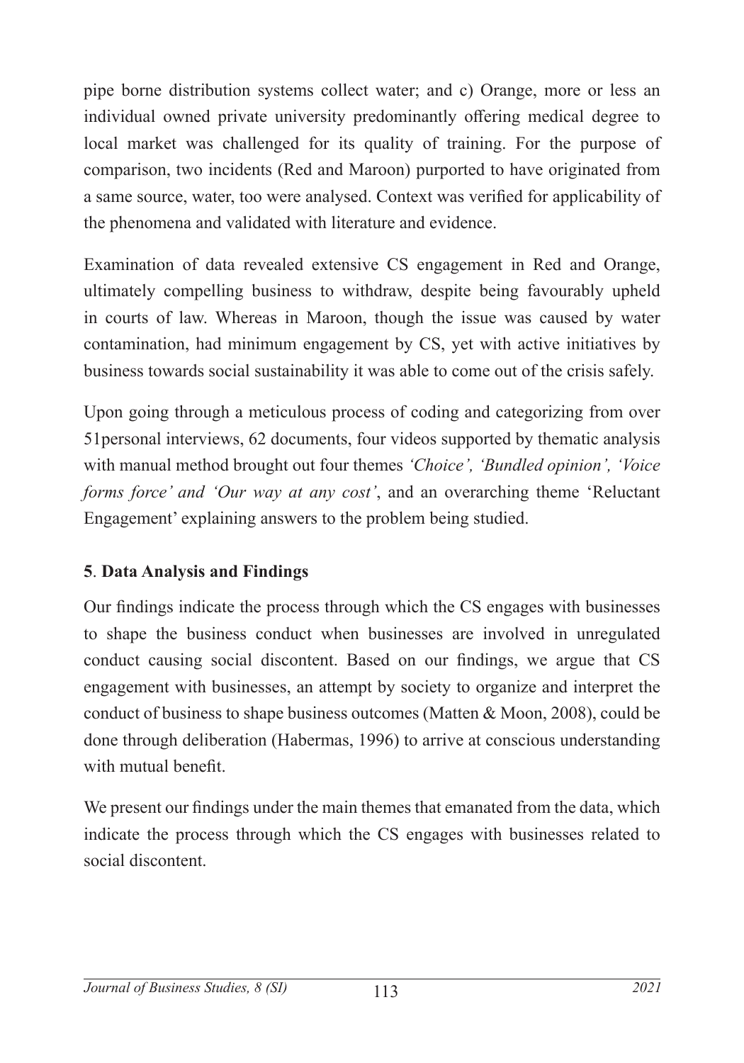pipe borne distribution systems collect water; and c) Orange, more or less an individual owned private university predominantly offering medical degree to local market was challenged for its quality of training. For the purpose of comparison, two incidents (Red and Maroon) purported to have originated from a same source, water, too were analysed. Context was verified for applicability of the phenomena and validated with literature and evidence.

Examination of data revealed extensive CS engagement in Red and Orange, ultimately compelling business to withdraw, despite being favourably upheld in courts of law. Whereas in Maroon, though the issue was caused by water contamination, had minimum engagement by CS, yet with active initiatives by business towards social sustainability it was able to come out of the crisis safely.

Upon going through a meticulous process of coding and categorizing from over 51personal interviews, 62 documents, four videos supported by thematic analysis with manual method brought out four themes *'Choice', 'Bundled opinion', 'Voice forms force' and 'Our way at any cost'*, and an overarching theme 'Reluctant Engagement' explaining answers to the problem being studied.

## 5. Data Analysis and Findings

Our findings indicate the process through which the CS engages with businesses to shape the business conduct when businesses are involved in unregulated conduct causing social discontent. Based on our findings, we argue that CS engagement with businesses, an attempt by society to organize and interpret the conduct of business to shape business outcomes (Matten & Moon, 2008), could be done through deliberation (Habermas, 1996) to arrive at conscious understanding with mutual benefit.

We present our findings under the main themes that emanated from the data, which indicate the process through which the CS engages with businesses related to social discontent.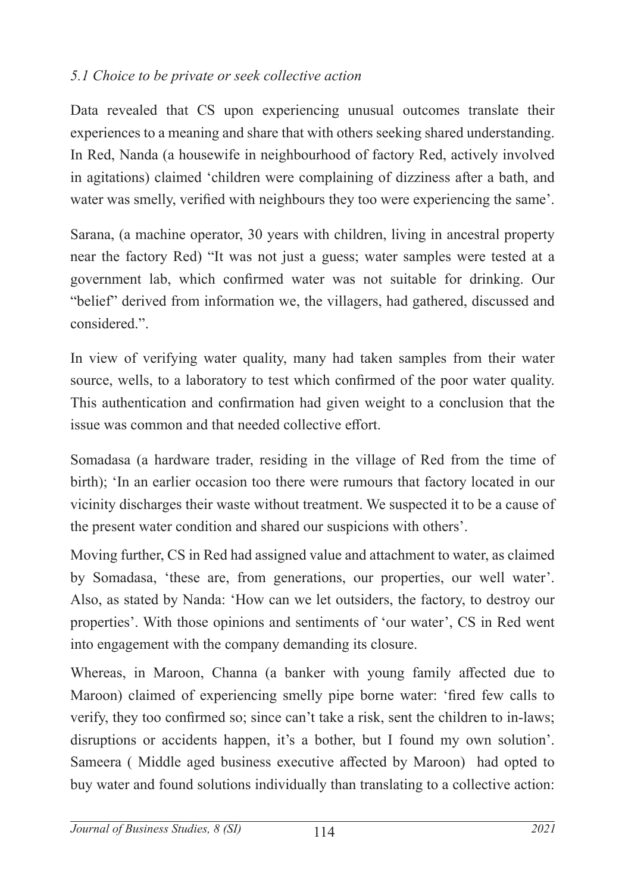### *5.1 Choice to be private or seek collective action*

Data revealed that CS upon experiencing unusual outcomes translate their experiences to a meaning and share that with others seeking shared understanding. In Red, Nanda (a housewife in neighbourhood of factory Red, actively involved in agitations) claimed 'children were complaining of dizziness after a bath, and water was smelly, verified with neighbours they too were experiencing the same'.

Sarana, (a machine operator, 30 years with children, living in ancestral property near the factory Red) "It was not just a guess; water samples were tested at a government lab, which confirmed water was not suitable for drinking. Our "belief" derived from information we, the villagers, had gathered, discussed and considered.".

In view of verifying water quality, many had taken samples from their water source, wells, to a laboratory to test which confirmed of the poor water quality. This authentication and confirmation had given weight to a conclusion that the issue was common and that needed collective effort.

Somadasa (a hardware trader, residing in the village of Red from the time of birth); 'In an earlier occasion too there were rumours that factory located in our vicinity discharges their waste without treatment. We suspected it to be a cause of the present water condition and shared our suspicions with others'.

Moving further, CS in Red had assigned value and attachment to water, as claimed by Somadasa, 'these are, from generations, our properties, our well water'. Also, as stated by Nanda: 'How can we let outsiders, the factory, to destroy our properties'. With those opinions and sentiments of 'our water', CS in Red went into engagement with the company demanding its closure.

Whereas, in Maroon, Channa (a banker with young family affected due to Maroon) claimed of experiencing smelly pipe borne water: 'fired few calls to verify, they too confirmed so; since can't take a risk, sent the children to in-laws; disruptions or accidents happen, it's a bother, but I found my own solution'. Sameera ( Middle aged business executive affected by Maroon) had opted to buy water and found solutions individually than translating to a collective action: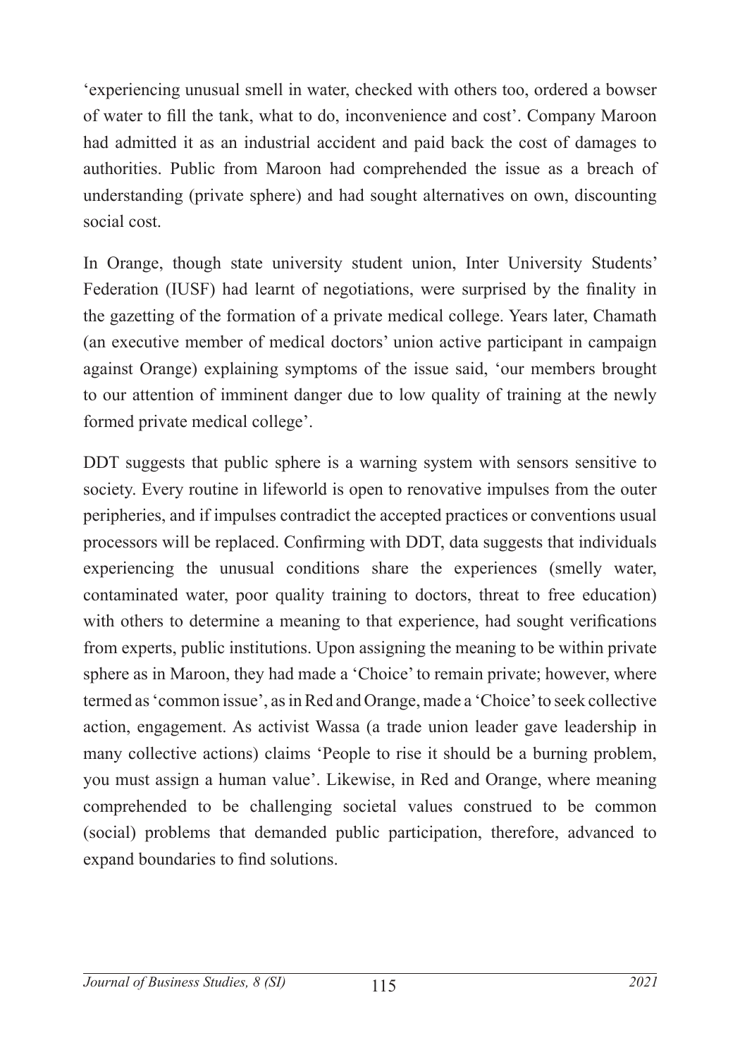'experiencing unusual smell in water, checked with others too, ordered a bowser of water to fill the tank, what to do, inconvenience and cost'. Company Maroon had admitted it as an industrial accident and paid back the cost of damages to authorities. Public from Maroon had comprehended the issue as a breach of understanding (private sphere) and had sought alternatives on own, discounting social cost.

In Orange, though state university student union, Inter University Students' Federation (IUSF) had learnt of negotiations, were surprised by the finality in the gazetting of the formation of a private medical college. Years later, Chamath (an executive member of medical doctors' union active participant in campaign against Orange) explaining symptoms of the issue said, 'our members brought to our attention of imminent danger due to low quality of training at the newly formed private medical college'.

DDT suggests that public sphere is a warning system with sensors sensitive to society. Every routine in lifeworld is open to renovative impulses from the outer peripheries, and if impulses contradict the accepted practices or conventions usual processors will be replaced. Confirming with DDT, data suggests that individuals experiencing the unusual conditions share the experiences (smelly water, contaminated water, poor quality training to doctors, threat to free education) with others to determine a meaning to that experience, had sought verifications from experts, public institutions. Upon assigning the meaning to be within private sphere as in Maroon, they had made a 'Choice' to remain private; however, where termed as 'common issue', as in Red and Orange, made a 'Choice' to seek collective action, engagement. As activist Wassa (a trade union leader gave leadership in many collective actions) claims 'People to rise it should be a burning problem, you must assign a human value'. Likewise, in Red and Orange, where meaning comprehended to be challenging societal values construed to be common (social) problems that demanded public participation, therefore, advanced to expand boundaries to find solutions.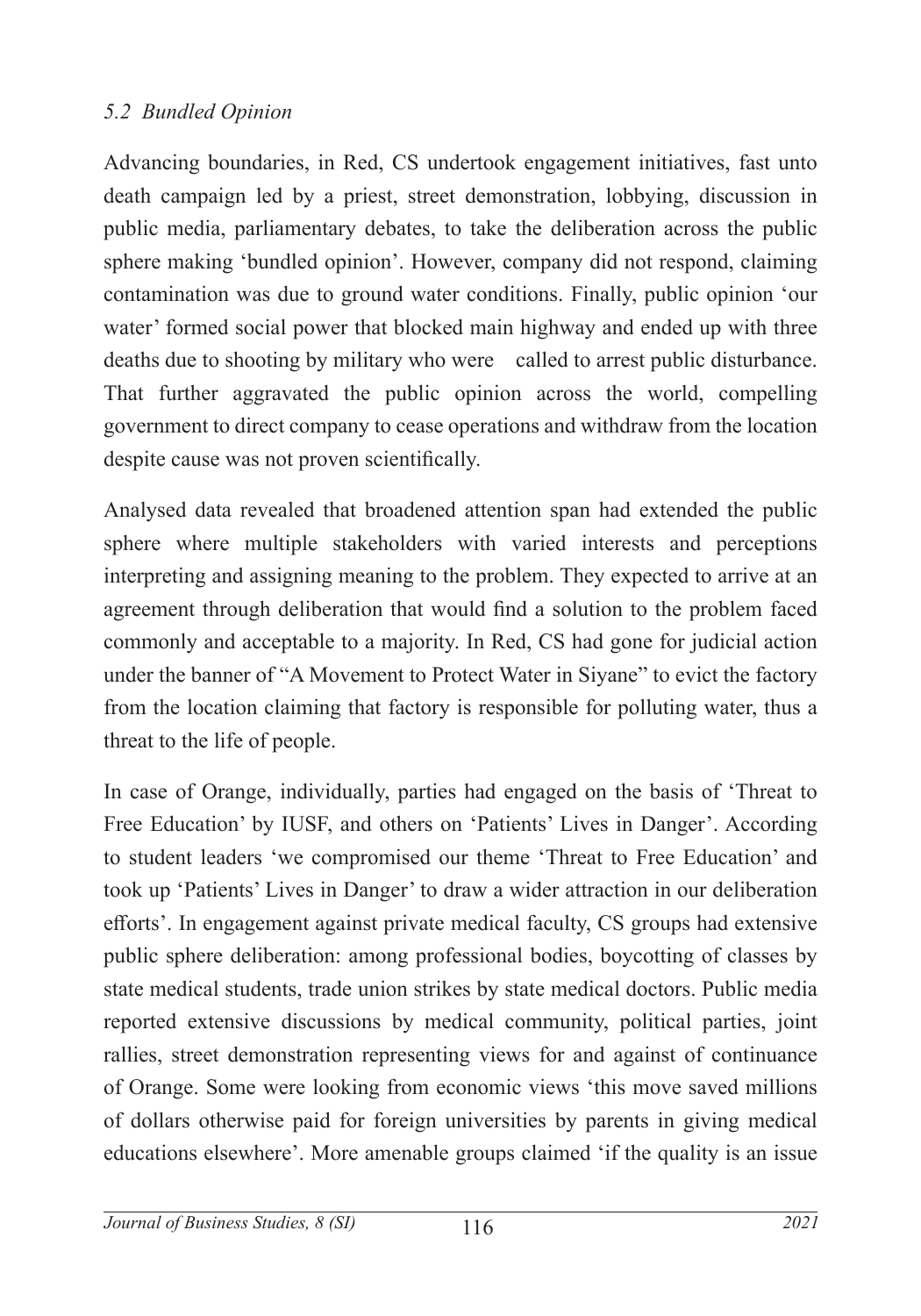### *5.2 Bundled Opinion*

Advancing boundaries, in Red, CS undertook engagement initiatives, fast unto death campaign led by a priest, street demonstration, lobbying, discussion in public media, parliamentary debates, to take the deliberation across the public sphere making 'bundled opinion'. However, company did not respond, claiming contamination was due to ground water conditions. Finally, public opinion 'our water' formed social power that blocked main highway and ended up with three deaths due to shooting by military who were called to arrest public disturbance. That further aggravated the public opinion across the world, compelling government to direct company to cease operations and withdraw from the location despite cause was not proven scientifically.

Analysed data revealed that broadened attention span had extended the public sphere where multiple stakeholders with varied interests and perceptions interpreting and assigning meaning to the problem. They expected to arrive at an agreement through deliberation that would find a solution to the problem faced commonly and acceptable to a majority. In Red, CS had gone for judicial action under the banner of "A Movement to Protect Water in Siyane" to evict the factory from the location claiming that factory is responsible for polluting water, thus a threat to the life of people.

In case of Orange, individually, parties had engaged on the basis of 'Threat to Free Education' by IUSF, and others on 'Patients' Lives in Danger'. According to student leaders 'we compromised our theme 'Threat to Free Education' and took up 'Patients' Lives in Danger' to draw a wider attraction in our deliberation efforts'. In engagement against private medical faculty, CS groups had extensive public sphere deliberation: among professional bodies, boycotting of classes by state medical students, trade union strikes by state medical doctors. Public media reported extensive discussions by medical community, political parties, joint rallies, street demonstration representing views for and against of continuance of Orange. Some were looking from economic views 'this move saved millions of dollars otherwise paid for foreign universities by parents in giving medical educations elsewhere'. More amenable groups claimed 'if the quality is an issue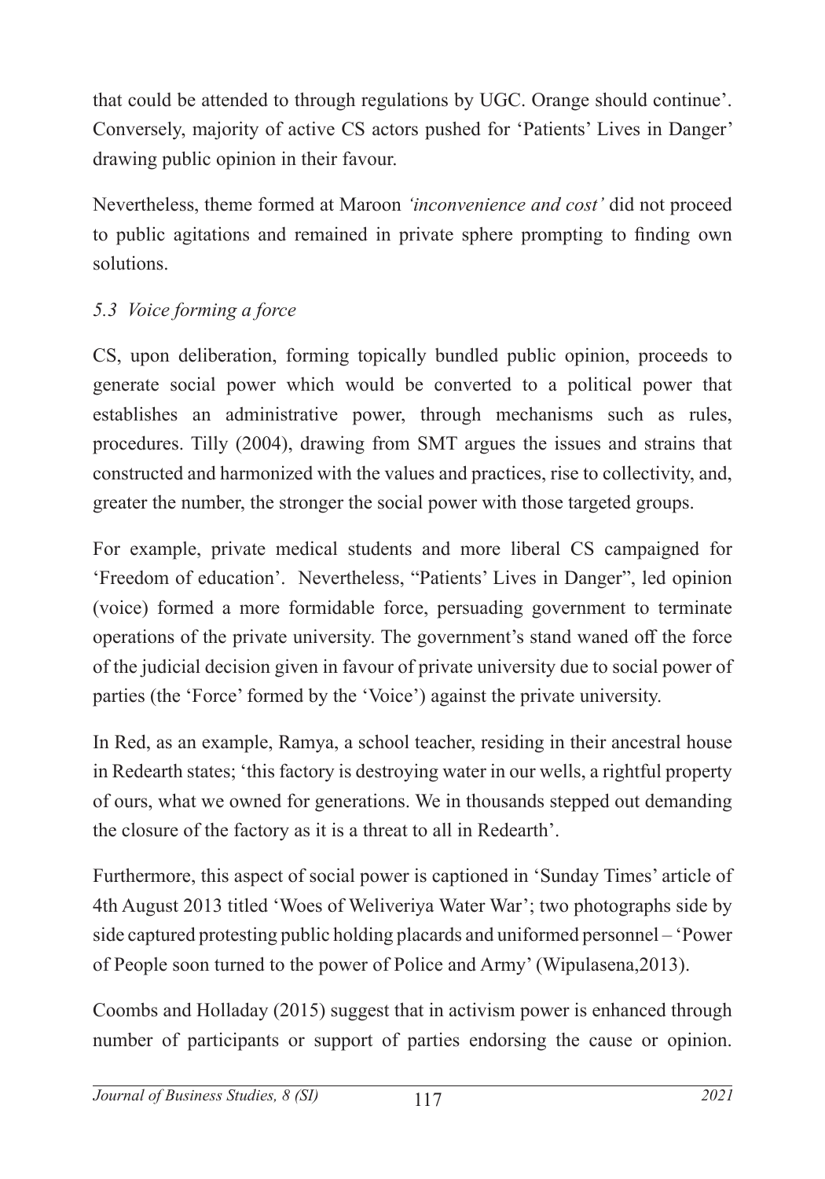that could be attended to through regulations by UGC. Orange should continue'. Conversely, majority of active CS actors pushed for 'Patients' Lives in Danger' drawing public opinion in their favour.

Nevertheless, theme formed at Maroon *'inconvenience and cost'* did not proceed to public agitations and remained in private sphere prompting to finding own solutions.

### *5.3 Voice forming a force*

CS, upon deliberation, forming topically bundled public opinion, proceeds to generate social power which would be converted to a political power that establishes an administrative power, through mechanisms such as rules, procedures. Tilly (2004), drawing from SMT argues the issues and strains that constructed and harmonized with the values and practices, rise to collectivity, and, greater the number, the stronger the social power with those targeted groups.

For example, private medical students and more liberal CS campaigned for 'Freedom of education'. Nevertheless, "Patients' Lives in Danger", led opinion (voice) formed a more formidable force, persuading government to terminate operations of the private university. The government's stand waned off the force of the judicial decision given in favour of private university due to social power of parties (the 'Force' formed by the 'Voice') against the private university.

In Red, as an example, Ramya, a school teacher, residing in their ancestral house in Redearth states; 'this factory is destroying water in our wells, a rightful property of ours, what we owned for generations. We in thousands stepped out demanding the closure of the factory as it is a threat to all in Redearth'.

Furthermore, this aspect of social power is captioned in 'Sunday Times' article of 4th August 2013 titled 'Woes of Weliveriya Water War'; two photographs side by side captured protesting public holding placards and uniformed personnel – 'Power of People soon turned to the power of Police and Army' (Wipulasena,2013).

Coombs and Holladay (2015) suggest that in activism power is enhanced through number of participants or support of parties endorsing the cause or opinion.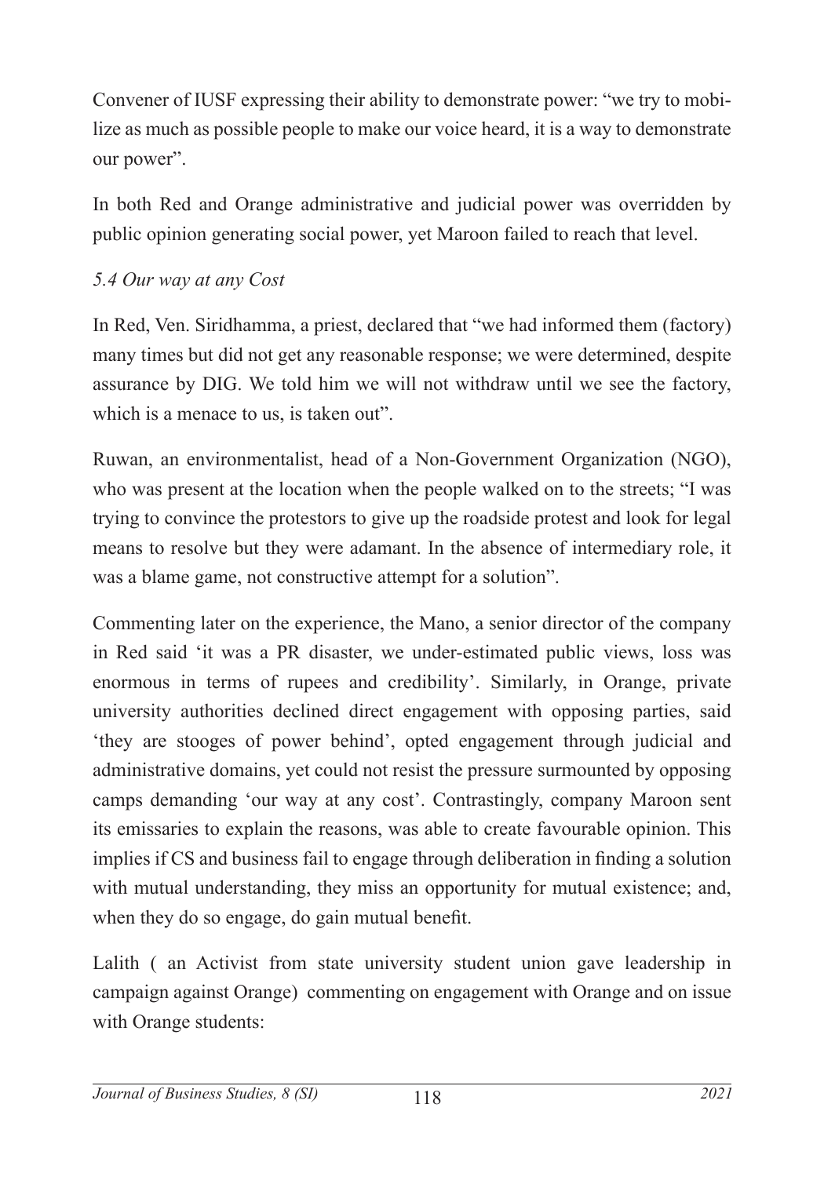Convener of IUSF expressing their ability to demonstrate power: "we try to mobilize as much as possible people to make our voice heard, it is a way to demonstrate our power".

In both Red and Orange administrative and judicial power was overridden by public opinion generating social power, yet Maroon failed to reach that level.

### *5.4 Our way at any Cost*

In Red, Ven. Siridhamma, a priest, declared that "we had informed them (factory) many times but did not get any reasonable response; we were determined, despite assurance by DIG. We told him we will not withdraw until we see the factory, which is a menace to us, is taken out".

Ruwan, an environmentalist, head of a Non-Government Organization (NGO), who was present at the location when the people walked on to the streets; "I was trying to convince the protestors to give up the roadside protest and look for legal means to resolve but they were adamant. In the absence of intermediary role, it was a blame game, not constructive attempt for a solution".

Commenting later on the experience, the Mano, a senior director of the company in Red said 'it was a PR disaster, we under-estimated public views, loss was enormous in terms of rupees and credibility'. Similarly, in Orange, private university authorities declined direct engagement with opposing parties, said 'they are stooges of power behind', opted engagement through judicial and administrative domains, yet could not resist the pressure surmounted by opposing camps demanding 'our way at any cost'. Contrastingly, company Maroon sent its emissaries to explain the reasons, was able to create favourable opinion. This implies if CS and business fail to engage through deliberation in finding a solution with mutual understanding, they miss an opportunity for mutual existence; and, when they do so engage, do gain mutual benefit.

Lalith ( an Activist from state university student union gave leadership in campaign against Orange) commenting on engagement with Orange and on issue with Orange students: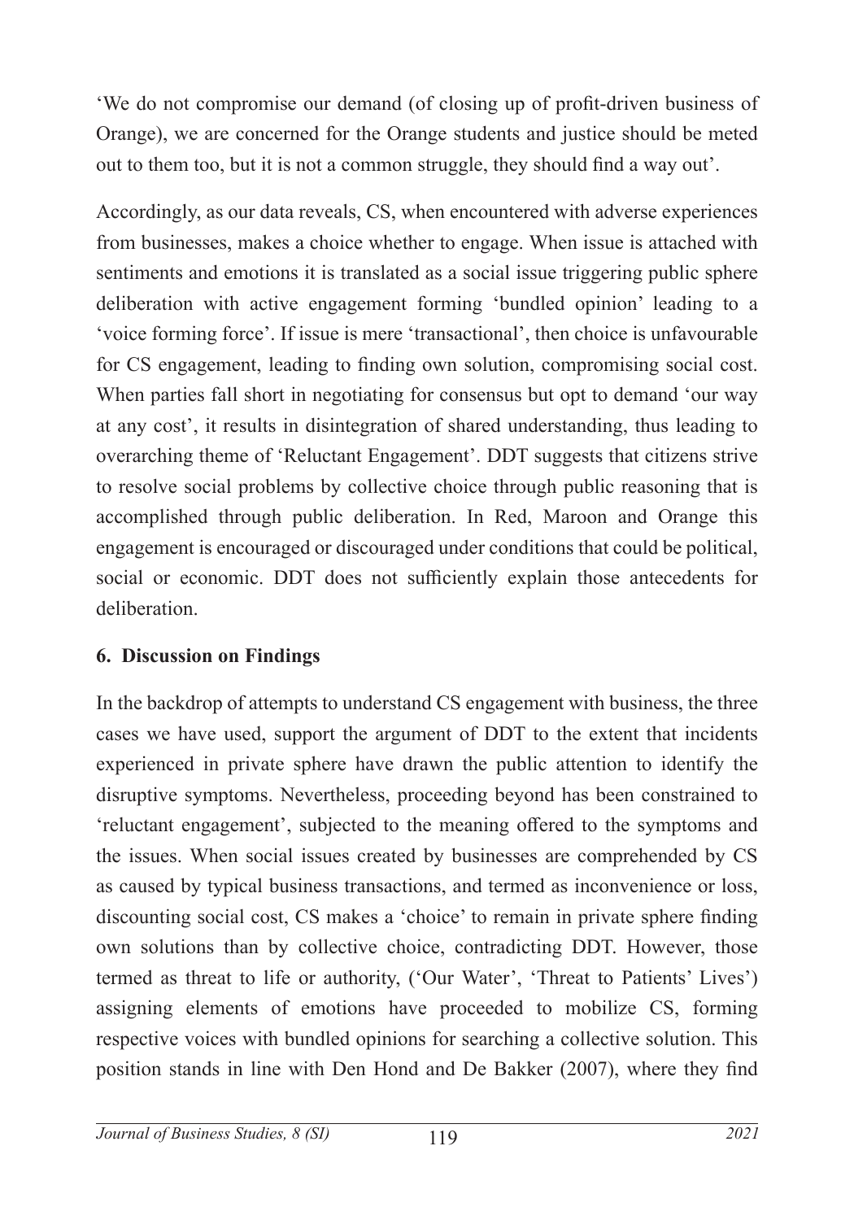'We do not compromise our demand (of closing up of profit-driven business of Orange), we are concerned for the Orange students and justice should be meted out to them too, but it is not a common struggle, they should find a way out'.

Accordingly, as our data reveals, CS, when encountered with adverse experiences from businesses, makes a choice whether to engage. When issue is attached with sentiments and emotions it is translated as a social issue triggering public sphere deliberation with active engagement forming 'bundled opinion' leading to a 'voice forming force'. If issue is mere 'transactional', then choice is unfavourable for CS engagement, leading to finding own solution, compromising social cost. When parties fall short in negotiating for consensus but opt to demand 'our way at any cost', it results in disintegration of shared understanding, thus leading to overarching theme of 'Reluctant Engagement'. DDT suggests that citizens strive to resolve social problems by collective choice through public reasoning that is accomplished through public deliberation. In Red, Maroon and Orange this engagement is encouraged or discouraged under conditions that could be political, social or economic. DDT does not sufficiently explain those antecedents for deliberation.

## 6. Discussion on Findings

In the backdrop of attempts to understand CS engagement with business, the three cases we have used, support the argument of DDT to the extent that incidents experienced in private sphere have drawn the public attention to identify the disruptive symptoms. Nevertheless, proceeding beyond has been constrained to 'reluctant engagement', subjected to the meaning offered to the symptoms and the issues. When social issues created by businesses are comprehended by CS as caused by typical business transactions, and termed as inconvenience or loss, discounting social cost, CS makes a 'choice' to remain in private sphere finding own solutions than by collective choice, contradicting DDT. However, those termed as threat to life or authority, ('Our Water', 'Threat to Patients' Lives') assigning elements of emotions have proceeded to mobilize CS, forming respective voices with bundled opinions for searching a collective solution. This position stands in line with Den Hond and De Bakker (2007), where they find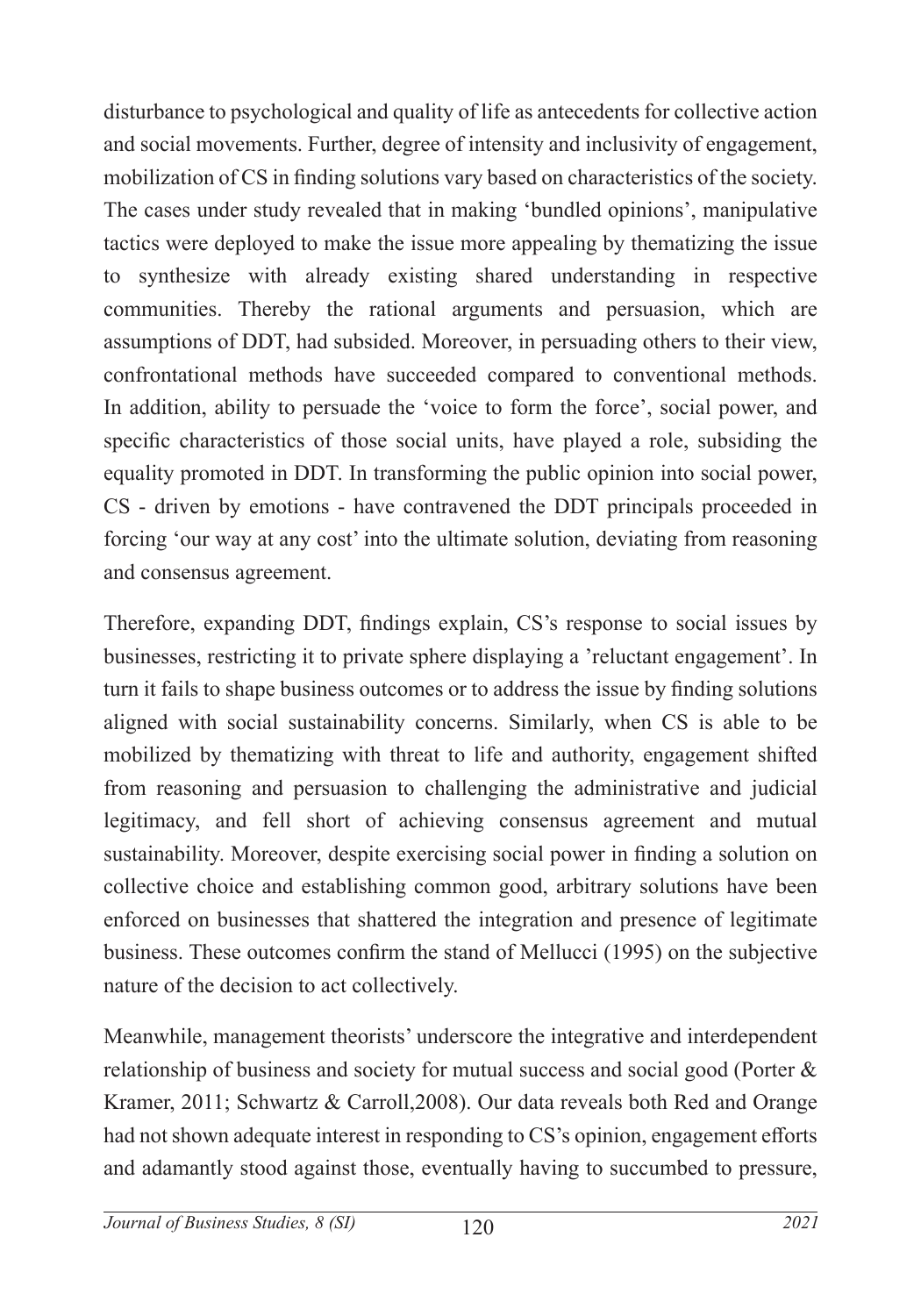disturbance to psychological and quality of life as antecedents for collective action and social movements. Further, degree of intensity and inclusivity of engagement, mobilization of CS in finding solutions vary based on characteristics of the society. The cases under study revealed that in making 'bundled opinions', manipulative tactics were deployed to make the issue more appealing by thematizing the issue to synthesize with already existing shared understanding in respective communities. Thereby the rational arguments and persuasion, which are assumptions of DDT, had subsided. Moreover, in persuading others to their view, confrontational methods have succeeded compared to conventional methods. In addition, ability to persuade the 'voice to form the force', social power, and specific characteristics of those social units, have played a role, subsiding the equality promoted in DDT. In transforming the public opinion into social power, CS - driven by emotions - have contravened the DDT principals proceeded in forcing 'our way at any cost' into the ultimate solution, deviating from reasoning and consensus agreement.

Therefore, expanding DDT, findings explain, CS's response to social issues by businesses, restricting it to private sphere displaying a 'reluctant engagement'. In turn it fails to shape business outcomes or to address the issue by finding solutions aligned with social sustainability concerns. Similarly, when CS is able to be mobilized by thematizing with threat to life and authority, engagement shifted from reasoning and persuasion to challenging the administrative and judicial legitimacy, and fell short of achieving consensus agreement and mutual sustainability. Moreover, despite exercising social power in finding a solution on collective choice and establishing common good, arbitrary solutions have been enforced on businesses that shattered the integration and presence of legitimate business. These outcomes confirm the stand of Mellucci (1995) on the subjective nature of the decision to act collectively.

Meanwhile, management theorists' underscore the integrative and interdependent relationship of business and society for mutual success and social good (Porter & Kramer, 2011; Schwartz & Carroll,2008). Our data reveals both Red and Orange had not shown adequate interest in responding to CS's opinion, engagement efforts and adamantly stood against those, eventually having to succumbed to pressure,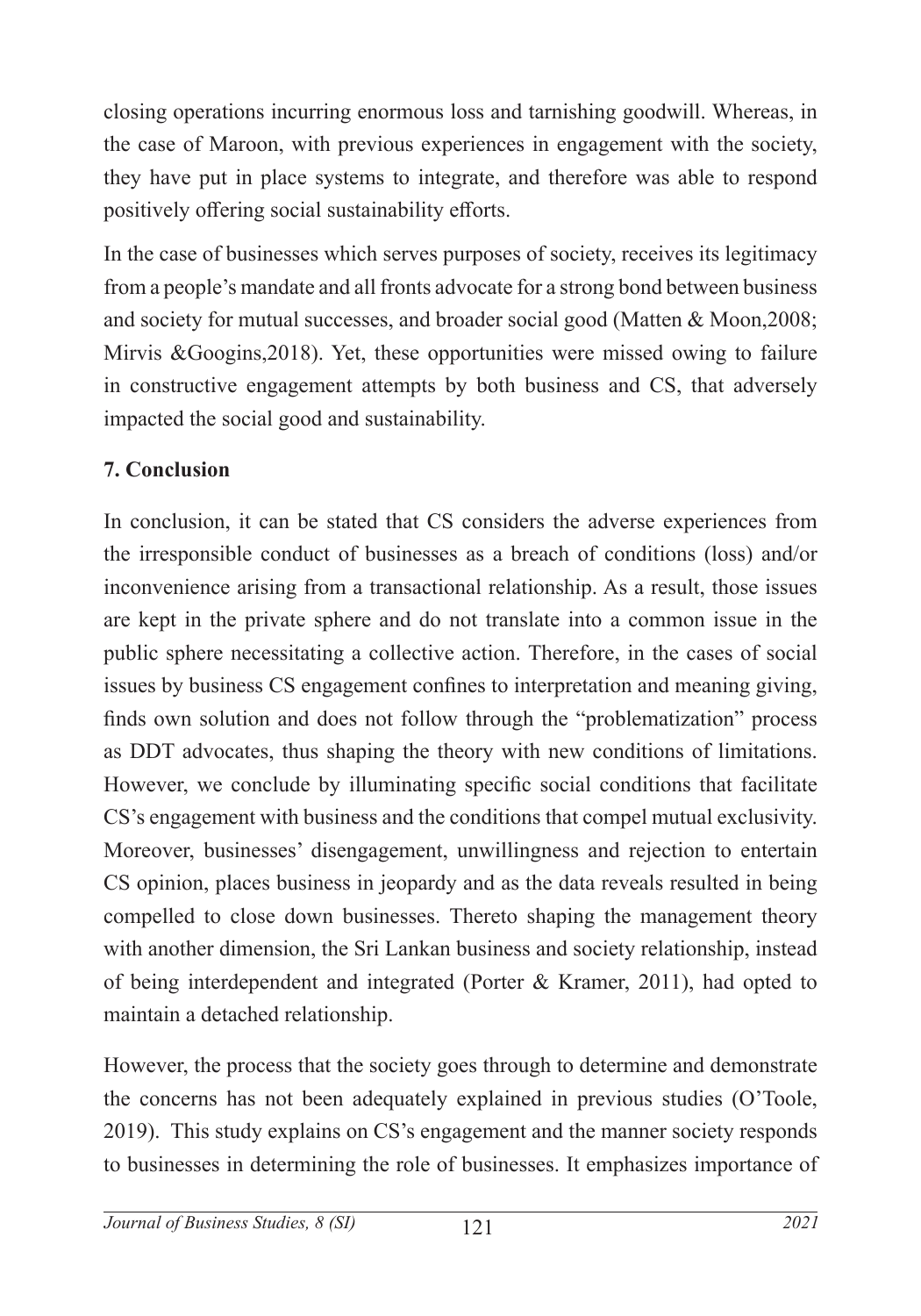closing operations incurring enormous loss and tarnishing goodwill. Whereas, in the case of Maroon, with previous experiences in engagement with the society, they have put in place systems to integrate, and therefore was able to respond positively offering social sustainability efforts.

In the case of businesses which serves purposes of society, receives its legitimacy from a people's mandate and all fronts advocate for a strong bond between business and society for mutual successes, and broader social good (Matten & Moon,2008; Mirvis &Googins,2018). Yet, these opportunities were missed owing to failure in constructive engagement attempts by both business and CS, that adversely impacted the social good and sustainability.

## 7. Conclusion

In conclusion, it can be stated that CS considers the adverse experiences from the irresponsible conduct of businesses as a breach of conditions (loss) and/or inconvenience arising from a transactional relationship. As a result, those issues are kept in the private sphere and do not translate into a common issue in the public sphere necessitating a collective action. Therefore, in the cases of social issues by business CS engagement confines to interpretation and meaning giving, finds own solution and does not follow through the "problematization" process as DDT advocates, thus shaping the theory with new conditions of limitations. However, we conclude by illuminating specific social conditions that facilitate CS's engagement with business and the conditions that compel mutual exclusivity. Moreover, businesses' disengagement, unwillingness and rejection to entertain CS opinion, places business in jeopardy and as the data reveals resulted in being compelled to close down businesses. Thereto shaping the management theory with another dimension, the Sri Lankan business and society relationship, instead of being interdependent and integrated (Porter & Kramer, 2011), had opted to maintain a detached relationship.

However, the process that the society goes through to determine and demonstrate the concerns has not been adequately explained in previous studies (O'Toole, 2019). This study explains on CS's engagement and the manner society responds to businesses in determining the role of businesses. It emphasizes importance of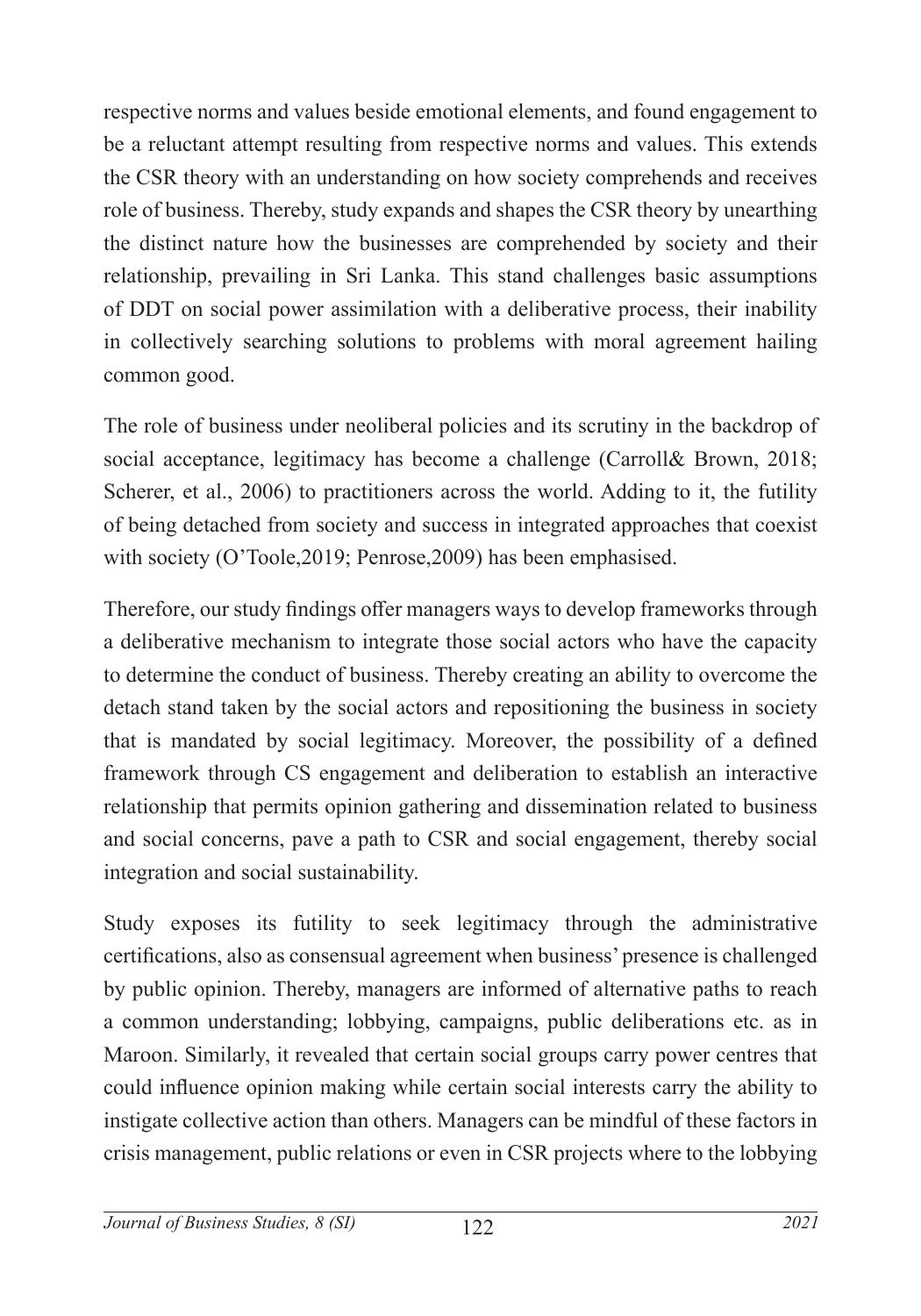respective norms and values beside emotional elements, and found engagement to be a reluctant attempt resulting from respective norms and values. This extends the CSR theory with an understanding on how society comprehends and receives role of business. Thereby, study expands and shapes the CSR theory by unearthing the distinct nature how the businesses are comprehended by society and their relationship, prevailing in Sri Lanka. This stand challenges basic assumptions of DDT on social power assimilation with a deliberative process, their inability in collectively searching solutions to problems with moral agreement hailing common good.

The role of business under neoliberal policies and its scrutiny in the backdrop of social acceptance, legitimacy has become a challenge (Carroll& Brown, 2018; Scherer, et al., 2006) to practitioners across the world. Adding to it, the futility of being detached from society and success in integrated approaches that coexist with society (O'Toole,2019; Penrose,2009) has been emphasised.

Therefore, our study findings offer managers ways to develop frameworks through a deliberative mechanism to integrate those social actors who have the capacity to determine the conduct of business. Thereby creating an ability to overcome the detach stand taken by the social actors and repositioning the business in society that is mandated by social legitimacy. Moreover, the possibility of a defined framework through CS engagement and deliberation to establish an interactive relationship that permits opinion gathering and dissemination related to business and social concerns, pave a path to CSR and social engagement, thereby social integration and social sustainability.

Study exposes its futility to seek legitimacy through the administrative certifications, also as consensual agreement when business' presence is challenged by public opinion. Thereby, managers are informed of alternative paths to reach a common understanding; lobbying, campaigns, public deliberations etc. as in Maroon. Similarly, it revealed that certain social groups carry power centres that could influence opinion making while certain social interests carry the ability to instigate collective action than others. Managers can be mindful of these factors in crisis management, public relations or even in CSR projects where to the lobbying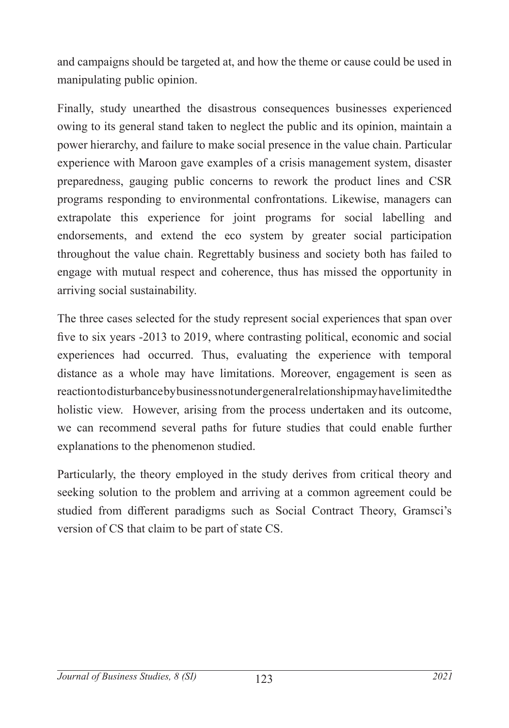and campaigns should be targeted at, and how the theme or cause could be used in manipulating public opinion.

Finally, study unearthed the disastrous consequences businesses experienced owing to its general stand taken to neglect the public and its opinion, maintain a power hierarchy, and failure to make social presence in the value chain. Particular experience with Maroon gave examples of a crisis management system, disaster preparedness, gauging public concerns to rework the product lines and CSR programs responding to environmental confrontations. Likewise, managers can extrapolate this experience for joint programs for social labelling and endorsements, and extend the eco system by greater social participation throughout the value chain. Regrettably business and society both has failed to engage with mutual respect and coherence, thus has missed the opportunity in arriving social sustainability.

The three cases selected for the study represent social experiences that span over five to six years -2013 to 2019, where contrasting political, economic and social experiences had occurred. Thus, evaluating the experience with temporal distance as a whole may have limitations. Moreover, engagement is seen as reaction to disturbance by business not under general relationship may have limited the holistic view. However, arising from the process undertaken and its outcome, we can recommend several paths for future studies that could enable further explanations to the phenomenon studied.

Particularly, the theory employed in the study derives from critical theory and seeking solution to the problem and arriving at a common agreement could be studied from different paradigms such as Social Contract Theory, Gramsci's version of CS that claim to be part of state CS.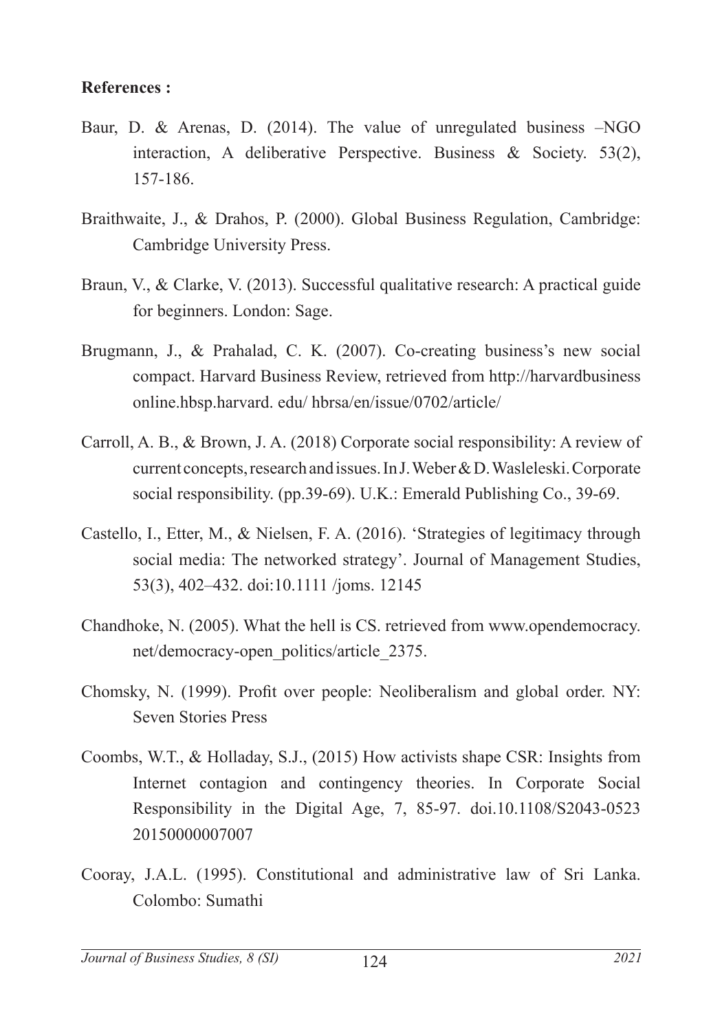**References :**

Baur, D. & Arenas, D. (2014). The value of unregulated business –NGO interaction, A deliberative Perspective. Business & Society. 53(2), 157-186.

Braithwaite, J., & Drahos, P. (2000). Global Business Regulation, Cambridge: Cambridge University Press.

Braun, V., & Clarke, V. (2013). Successful qualitative research: A practical guide for beginners. London: Sage.

Brugmann, J., & Prahalad, C. K. (2007). Co-creating business's new social compact. Harvard Business Review, retrieved from http://harvardbusiness online.hbsp.harvard. edu/ hbrsa/en/issue/0702/article/

Carroll, A. B., & Brown, J. A. (2018) Corporate social responsibility: A review of current concepts, research and issues. In J. Weber & D. Wasleleski. Corporate social responsibility. (pp.39-69). U.K.: Emerald Publishing Co., 39-69.

Castello, I., Etter, M., & Nielsen, F. A. (2016). 'Strategies of legitimacy through social media: The networked strategy'. Journal of Management Studies, 53(3), 402–432. doi:10.1111 /joms. 12145

Chandhoke, N. (2005). What the hell is CS. retrieved from www.opendemocracy. net/democracy-open_politics/article_2375.

Chomsky, N. (1999). Profit over people: Neoliberalism and global order. NY: Seven Stories Press

Coombs, W.T., & Holladay, S.J., (2015) How activists shape CSR: Insights from Internet contagion and contingency theories. In Corporate Social Responsibility in the Digital Age, 7, 85-97. doi.10.1108/S2043-0523 20150000007007

Cooray, J.A.L. (1995). Constitutional and administrative law of Sri Lanka. Colombo: Sumathi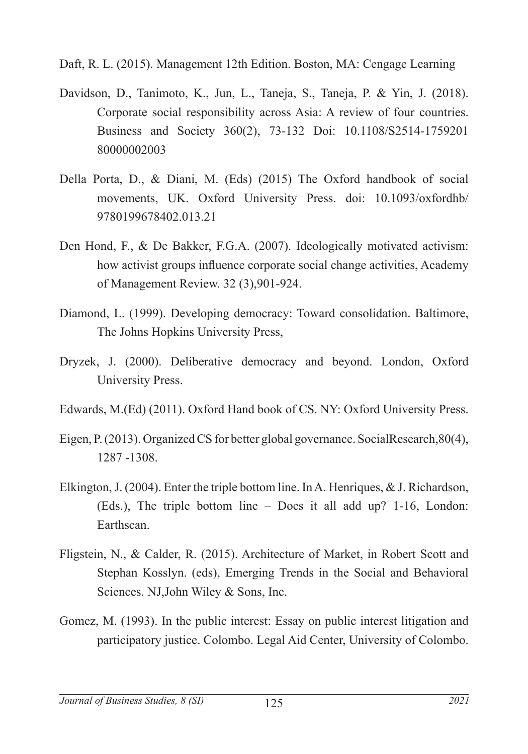Daft, R. L. (2015). Management 12th Edition. Boston, MA: Cengage Learning

Davidson, D., Tanimoto, K., Jun, L., Taneja, S., Taneja, P. & Yin, J. (2018). Corporate social responsibility across Asia: A review of four countries. Business and Society 360(2), 73-132 Doi: 10.1108/S2514-1759201 80000002003

Della Porta, D., & Diani, M. (Eds) (2015) The Oxford handbook of social movements, UK. Oxford University Press. doi: 10.1093/oxfordhb/ 9780199678402.013.21

Den Hond, F., & De Bakker, F.G.A. (2007). Ideologically motivated activism: how activist groups influence corporate social change activities, Academy of Management Review. 32 (3),901-924.

Diamond, L. (1999). Developing democracy: Toward consolidation. Baltimore, The Johns Hopkins University Press,

Dryzek, J. (2000). Deliberative democracy and beyond. London, Oxford University Press.

Edwards, M.(Ed) (2011). Oxford Hand book of CS. NY: Oxford University Press.

Eigen, P. (2013). Organized CS for better global governance. SocialResearch,80(4), 1287 -1308.

Elkington, J. (2004). Enter the triple bottom line. In A. Henriques, & J. Richardson, (Eds.), The triple bottom line – Does it all add up? 1-16, London: Earthscan.

Fligstein, N., & Calder, R. (2015). Architecture of Market, in Robert Scott and Stephan Kosslyn. (eds), Emerging Trends in the Social and Behavioral Sciences. NJ,John Wiley & Sons, Inc.

Gomez, M. (1993). In the public interest: Essay on public interest litigation and participatory justice. Colombo. Legal Aid Center, University of Colombo.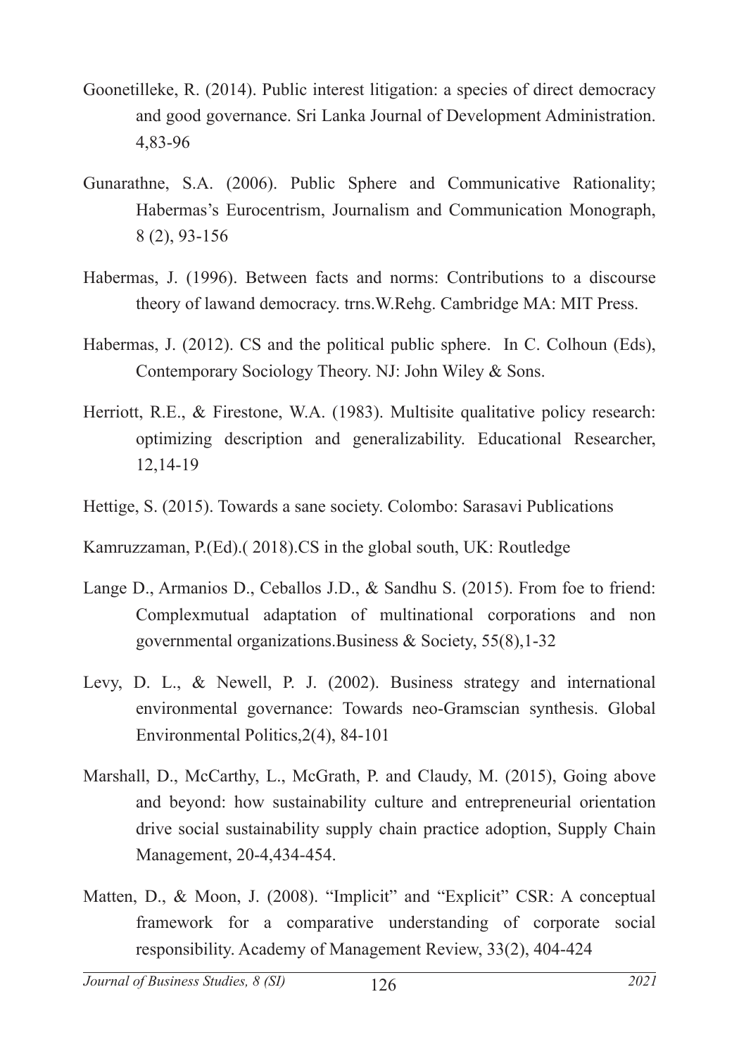Goonetilleke, R. (2014). Public interest litigation: a species of direct democracy and good governance. Sri Lanka Journal of Development Administration. 4,83-96

Gunarathne, S.A. (2006). Public Sphere and Communicative Rationality; Habermas's Eurocentrism, Journalism and Communication Monograph, 8 (2), 93-156

Habermas, J. (1996). Between facts and norms: Contributions to a discourse theory of lawand democracy. trns.W.Rehg. Cambridge MA: MIT Press.

Habermas, J. (2012). CS and the political public sphere. In C. Colhoun (Eds), Contemporary Sociology Theory. NJ: John Wiley & Sons.

Herriott, R.E., & Firestone, W.A. (1983). Multisite qualitative policy research: optimizing description and generalizability. Educational Researcher, 12,14-19

Hettige, S. (2015). Towards a sane society. Colombo: Sarasavi Publications

Kamruzzaman, P.(Ed).( 2018).CS in the global south, UK: Routledge

Lange D., Armanios D., Ceballos J.D., & Sandhu S. (2015). From foe to friend: Complexmutual adaptation of multinational corporations and non governmental organizations.Business & Society, 55(8),1-32

Levy, D. L., & Newell, P. J. (2002). Business strategy and international environmental governance: Towards neo-Gramscian synthesis. Global Environmental Politics,2(4), 84-101

Marshall, D., McCarthy, L., McGrath, P. and Claudy, M. (2015), Going above and beyond: how sustainability culture and entrepreneurial orientation drive social sustainability supply chain practice adoption, Supply Chain Management, 20-4,434-454.

Matten, D., & Moon, J. (2008). "Implicit" and "Explicit" CSR: A conceptual framework for a comparative understanding of corporate social responsibility. Academy of Management Review, 33(2), 404-424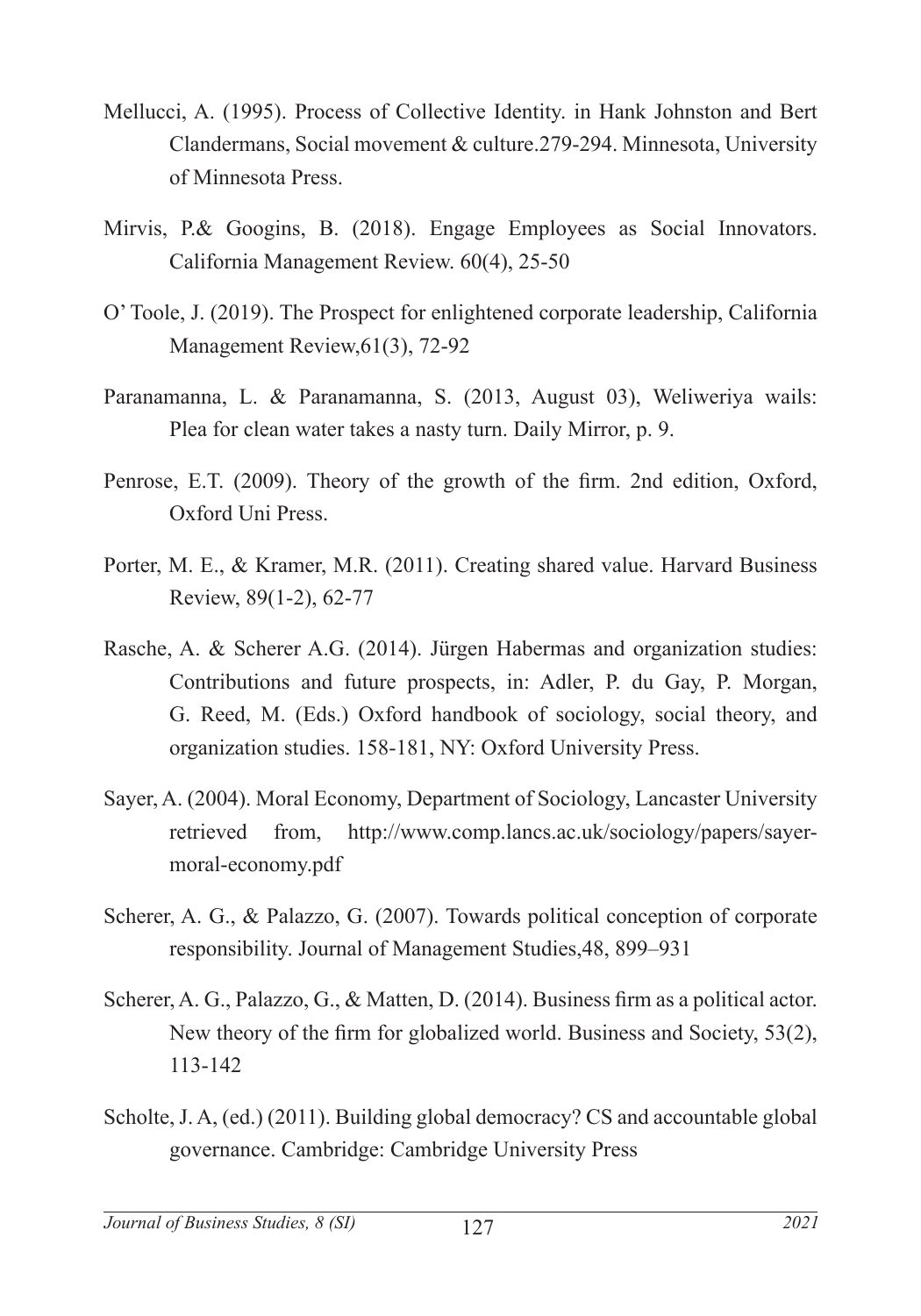Mellucci, A. (1995). Process of Collective Identity. in Hank Johnston and Bert Clandermans, Social movement & culture.279-294. Minnesota, University of Minnesota Press.

Mirvis, P.& Googins, B. (2018). Engage Employees as Social Innovators. California Management Review. 60(4), 25-50

O' Toole, J. (2019). The Prospect for enlightened corporate leadership, California Management Review,61(3), 72-92

Paranamanna, L. & Paranamanna, S. (2013, August 03), Weliweriya wails: Plea for clean water takes a nasty turn. Daily Mirror, p. 9.

Penrose, E.T. (2009). Theory of the growth of the firm. 2nd edition, Oxford, Oxford Uni Press.

Porter, M. E., & Kramer, M.R. (2011). Creating shared value. Harvard Business Review, 89(1-2), 62-77

Rasche, A. & Scherer A.G. (2014). Jürgen Habermas and organization studies: Contributions and future prospects, in: Adler, P. du Gay, P. Morgan, G. Reed, M. (Eds.) Oxford handbook of sociology, social theory, and organization studies. 158-181, NY: Oxford University Press.

Sayer, A. (2004). Moral Economy, Department of Sociology, Lancaster University retrieved from, http://www.comp.lancs.ac.uk/sociology/papers/sayer-moral-economy.pdf

Scherer, A. G., & Palazzo, G. (2007). Towards political conception of corporate responsibility. Journal of Management Studies,48, 899–931

Scherer, A. G., Palazzo, G., & Matten, D. (2014). Business firm as a political actor. New theory of the firm for globalized world. Business and Society, 53(2), 113-142

Scholte, J. A, (ed.) (2011). Building global democracy? CS and accountable global governance. Cambridge: Cambridge University Press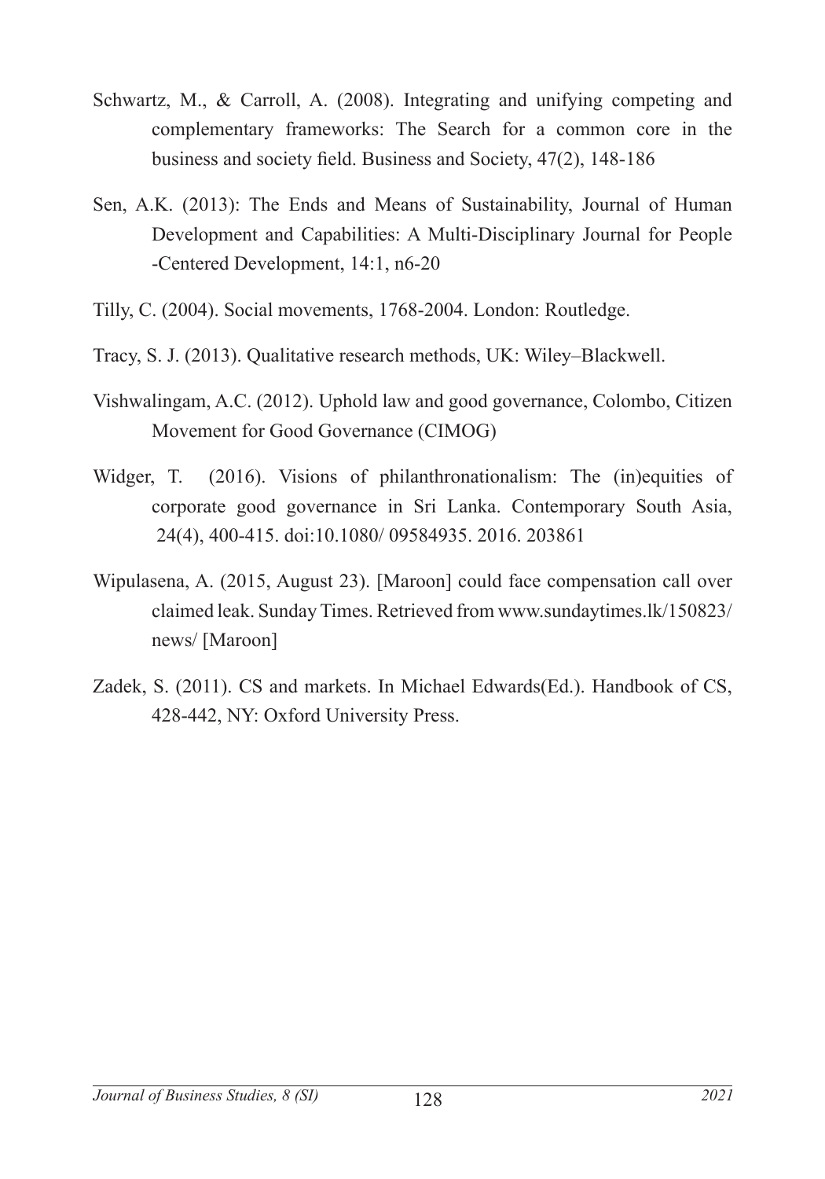Schwartz, M., & Carroll, A. (2008). Integrating and unifying competing and complementary frameworks: The Search for a common core in the business and society field. Business and Society, 47(2), 148-186

Sen, A.K. (2013): The Ends and Means of Sustainability, Journal of Human Development and Capabilities: A Multi-Disciplinary Journal for People -Centered Development, 14:1, n6-20

Tilly, C. (2004). Social movements, 1768-2004. London: Routledge.

Tracy, S. J. (2013). Qualitative research methods, UK: Wiley–Blackwell.

Vishwalingam, A.C. (2012). Uphold law and good governance, Colombo, Citizen Movement for Good Governance (CIMOG)

Widger, T. (2016). Visions of philanthronationalism: The (in)equities of corporate good governance in Sri Lanka. Contemporary South Asia, 24(4), 400-415. doi:10.1080/ 09584935. 2016. 203861

Wipulasena, A. (2015, August 23). [Maroon] could face compensation call over claimed leak. Sunday Times. Retrieved from www.sundaytimes.lk/150823/ news/ [Maroon]

Zadek, S. (2011). CS and markets. In Michael Edwards(Ed.). Handbook of CS, 428-442, NY: Oxford University Press.